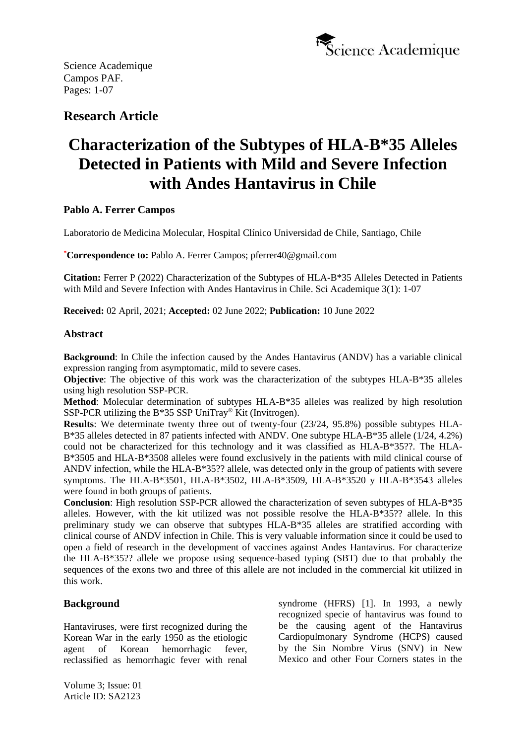Science Academique
Campos PAF.
Pages: 1-07

## Research Article

# Characterization of the Subtypes of HLA-B*35 Alleles Detected in Patients with Mild and Severe Infection with Andes Hantavirus in Chile

**Pablo A. Ferrer Campos**

Laboratorio de Medicina Molecular, Hospital Clínico Universidad de Chile, Santiago, Chile

[*]**Correspondence to:** Pablo A. Ferrer Campos; pferrer40@gmail.com

**Citation:** Ferrer P (2022) Characterization of the Subtypes of HLA-B*35 Alleles Detected in Patients with Mild and Severe Infection with Andes Hantavirus in Chile. Sci Academique 3(1): 1-07

**Received:** 02 April, 2021; **Accepted:** 02 June 2022; **Publication:** 10 June 2022

### Abstract

**Background**: In Chile the infection caused by the Andes Hantavirus (ANDV) has a variable clinical expression ranging from asymptomatic, mild to severe cases.

**Objective**: The objective of this work was the characterization of the subtypes HLA-B*35 alleles using high resolution SSP-PCR.

**Method**: Molecular determination of subtypes HLA-B*35 alleles was realized by high resolution SSP-PCR utilizing the B*35 SSP UniTray® Kit (Invitrogen).

**Results**: We determinate twenty three out of twenty-four (23/24, 95.8%) possible subtypes HLA-B*35 alleles detected in 87 patients infected with ANDV. One subtype HLA-B*35 allele (1/24, 4.2%) could not be characterized for this technology and it was classified as HLA-B*35??. The HLA-B*3505 and HLA-B*3508 alleles were found exclusively in the patients with mild clinical course of ANDV infection, while the HLA-B*35?? allele, was detected only in the group of patients with severe symptoms. The HLA-B*3501, HLA-B*3502, HLA-B*3509, HLA-B*3520 y HLA-B*3543 alleles were found in both groups of patients.

**Conclusion**: High resolution SSP-PCR allowed the characterization of seven subtypes of HLA-B*35 alleles. However, with the kit utilized was not possible resolve the HLA-B*35?? allele. In this preliminary study we can observe that subtypes HLA-B*35 alleles are stratified according with clinical course of ANDV infection in Chile. This is very valuable information since it could be used to open a field of research in the development of vaccines against Andes Hantavirus. For characterize the HLA-B*35?? allele we propose using sequence-based typing (SBT) due to that probably the sequences of the exons two and three of this allele are not included in the commercial kit utilized in this work.

### Background

Hantaviruses, were first recognized during the Korean War in the early 1950 as the etiologic agent of Korean hemorrhagic fever, reclassified as hemorrhagic fever with renal syndrome (HFRS) [1]. In 1993, a newly recognized specie of hantavirus was found to be the causing agent of the Hantavirus Cardiopulmonary Syndrome (HCPS) caused by the Sin Nombre Virus (SNV) in New Mexico and other Four Corners states in the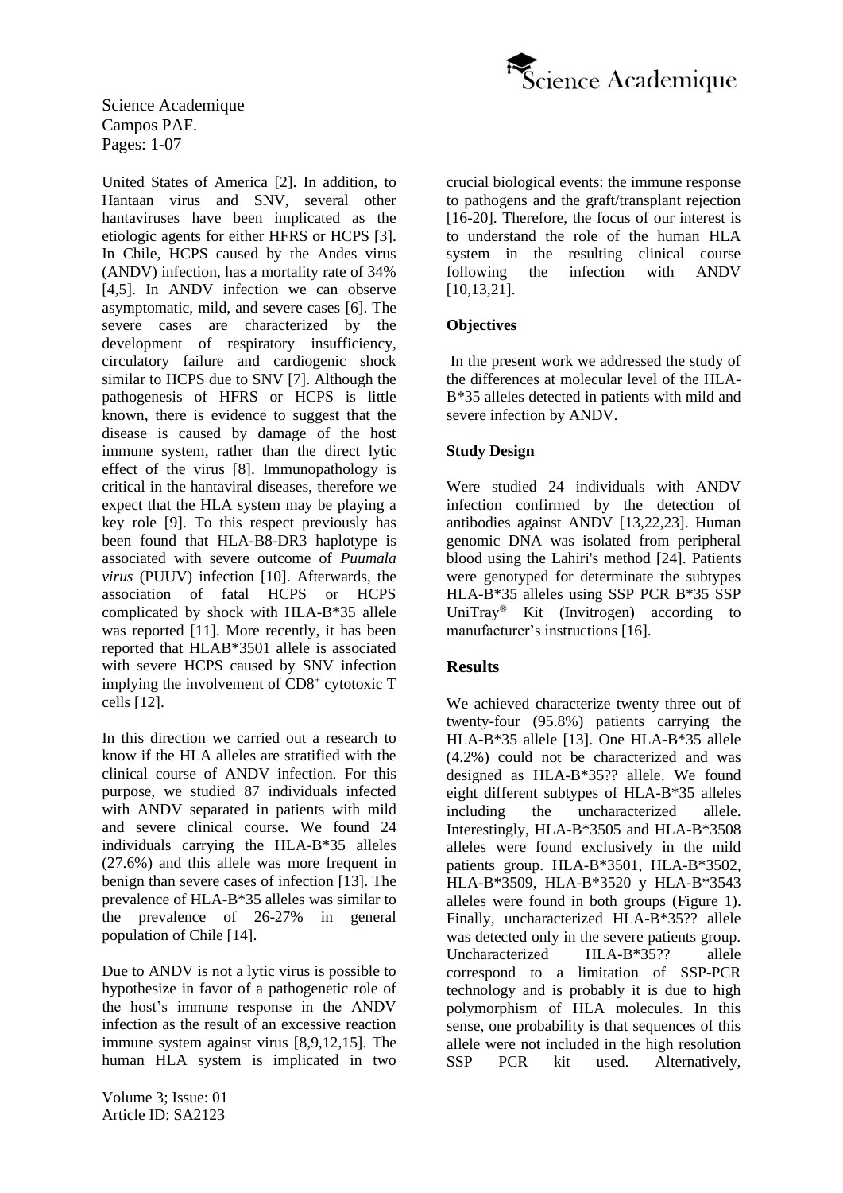United States of America [2]. In addition, to Hantaan virus and SNV, several other hantaviruses have been implicated as the etiologic agents for either HFRS or HCPS [3]. In Chile, HCPS caused by the Andes virus (ANDV) infection, has a mortality rate of 34% [4,5]. In ANDV infection we can observe asymptomatic, mild, and severe cases [6]. The severe cases are characterized by the development of respiratory insufficiency, circulatory failure and cardiogenic shock similar to HCPS due to SNV [7]. Although the pathogenesis of HFRS or HCPS is little known, there is evidence to suggest that the disease is caused by damage of the host immune system, rather than the direct lytic effect of the virus [8]. Immunopathology is critical in the hantaviral diseases, therefore we expect that the HLA system may be playing a key role [9]. To this respect previously has been found that HLA-B8-DR3 haplotype is associated with severe outcome of *Puumala virus* (PUUV) infection [10]. Afterwards, the association of fatal HCPS or HCPS complicated by shock with HLA-B*35 allele was reported [11]. More recently, it has been reported that HLAB*3501 allele is associated with severe HCPS caused by SNV infection implying the involvement of CD8$^+$ cytotoxic T cells [12].

In this direction we carried out a research to know if the HLA alleles are stratified with the clinical course of ANDV infection. For this purpose, we studied 87 individuals infected with ANDV separated in patients with mild and severe clinical course. We found 24 individuals carrying the HLA-B*35 alleles (27.6%) and this allele was more frequent in benign than severe cases of infection [13]. The prevalence of HLA-B*35 alleles was similar to the prevalence of 26-27% in general population of Chile [14].

Due to ANDV is not a lytic virus is possible to hypothesize in favor of a pathogenetic role of the host's immune response in the ANDV infection as the result of an excessive reaction immune system against virus [8,9,12,15]. The human HLA system is implicated in two crucial biological events: the immune response to pathogens and the graft/transplant rejection [16-20]. Therefore, the focus of our interest is to understand the role of the human HLA system in the resulting clinical course following the infection with ANDV [10,13,21].

**Objectives**

In the present work we addressed the study of the differences at molecular level of the HLA-B*35 alleles detected in patients with mild and severe infection by ANDV.

**Study Design**

Were studied 24 individuals with ANDV infection confirmed by the detection of antibodies against ANDV [13,22,23]. Human genomic DNA was isolated from peripheral blood using the Lahiri's method [24]. Patients were genotyped for determinate the subtypes HLA-B*35 alleles using SSP PCR B*35 SSP UniTray® Kit (Invitrogen) according to manufacturer's instructions [16].

## Results

We achieved characterize twenty three out of twenty-four (95.8%) patients carrying the HLA-B*35 allele [13]. One HLA-B*35 allele (4.2%) could not be characterized and was designed as HLA-B*35?? allele. We found eight different subtypes of HLA-B*35 alleles including the uncharacterized allele. Interestingly, HLA-B*3505 and HLA-B*3508 alleles were found exclusively in the mild patients group. HLA-B*3501, HLA-B*3502, HLA-B*3509, HLA-B*3520 y HLA-B*3543 alleles were found in both groups (Figure 1). Finally, uncharacterized HLA-B*35?? allele was detected only in the severe patients group. Uncharacterized HLA-B*35?? allele correspond to a limitation of SSP-PCR technology and is probably it is due to high polymorphism of HLA molecules. In this sense, one probability is that sequences of this allele were not included in the high resolution SSP PCR kit used. Alternatively,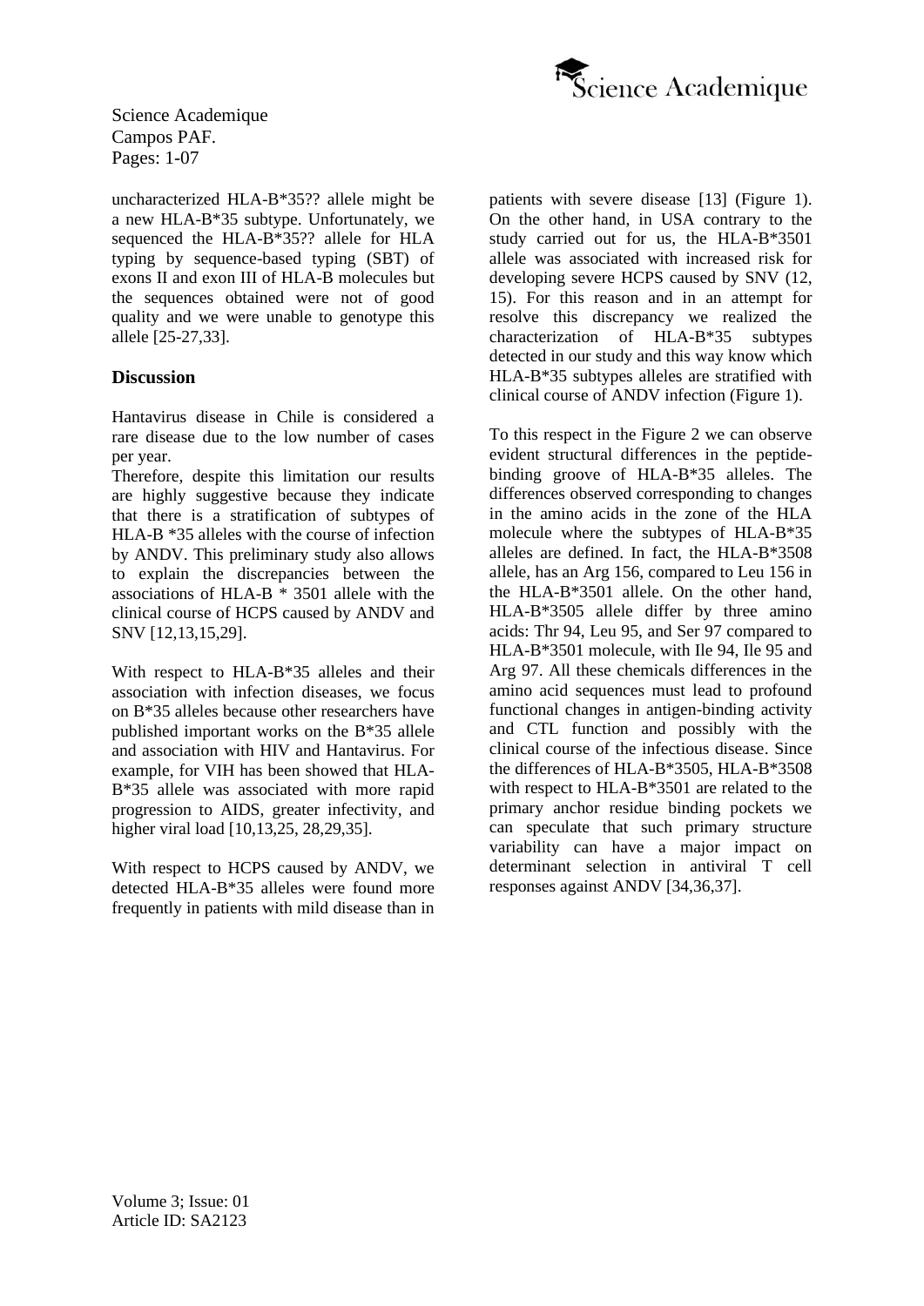uncharacterized HLA-B*35?? allele might be a new HLA-B*35 subtype. Unfortunately, we sequenced the HLA-B*35?? allele for HLA typing by sequence-based typing (SBT) of exons II and exon III of HLA-B molecules but the sequences obtained were not of good quality and we were unable to genotype this allele [25-27,33].

## Discussion

Hantavirus disease in Chile is considered a rare disease due to the low number of cases per year.

Therefore, despite this limitation our results are highly suggestive because they indicate that there is a stratification of subtypes of HLA-B *35 alleles with the course of infection by ANDV. This preliminary study also allows to explain the discrepancies between the associations of HLA-B * 3501 allele with the clinical course of HCPS caused by ANDV and SNV [12,13,15,29].

With respect to HLA-B*35 alleles and their association with infection diseases, we focus on B*35 alleles because other researchers have published important works on the B*35 allele and association with HIV and Hantavirus. For example, for VIH has been showed that HLA-B*35 allele was associated with more rapid progression to AIDS, greater infectivity, and higher viral load [10,13,25, 28,29,35].

With respect to HCPS caused by ANDV, we detected HLA-B*35 alleles were found more frequently in patients with mild disease than in patients with severe disease [13] (Figure 1). On the other hand, in USA contrary to the study carried out for us, the HLA-B*3501 allele was associated with increased risk for developing severe HCPS caused by SNV (12, 15). For this reason and in an attempt for resolve this discrepancy we realized the characterization of HLA-B*35 subtypes detected in our study and this way know which HLA-B*35 subtypes alleles are stratified with clinical course of ANDV infection (Figure 1).

To this respect in the Figure 2 we can observe evident structural differences in the peptide-binding groove of HLA-B*35 alleles. The differences observed corresponding to changes in the amino acids in the zone of the HLA molecule where the subtypes of HLA-B*35 alleles are defined. In fact, the HLA-B*3508 allele, has an Arg 156, compared to Leu 156 in the HLA-B*3501 allele. On the other hand, HLA-B*3505 allele differ by three amino acids: Thr 94, Leu 95, and Ser 97 compared to HLA-B*3501 molecule, with Ile 94, Ile 95 and Arg 97. All these chemicals differences in the amino acid sequences must lead to profound functional changes in antigen-binding activity and CTL function and possibly with the clinical course of the infectious disease. Since the differences of HLA-B*3505, HLA-B*3508 with respect to HLA-B*3501 are related to the primary anchor residue binding pockets we can speculate that such primary structure variability can have a major impact on determinant selection in antiviral T cell responses against ANDV [34,36,37].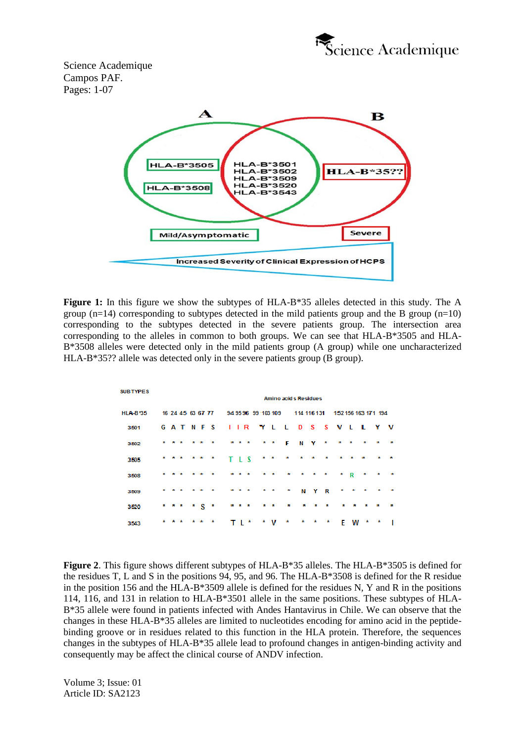A | B

| A only | A ∩ B | B only |
| --- | --- | --- |
| HLA-B*3505 | HLA-B*3501 | HLA-B*35?? |
| HLA-B*3508 | HLA-B*3502 | |
| | HLA-B*3509 | |
| | HLA-B*3520 | |
| | HLA-B*3543 | |

Mild/Asymptomatic | Severe

Increased Severity of Clinical Expression of HCPS

**Figure 1:** In this figure we show the subtypes of HLA-B*35 alleles detected in this study. The A group (n=14) corresponding to subtypes detected in the mild patients group and the B group (n=10) corresponding to the subtypes detected in the severe patients group. The intersection area corresponding to the alleles in common to both groups. We can see that HLA-B*3505 and HLA-B*3508 alleles were detected only in the mild patients group (A group) while one uncharacterized HLA-B*35?? allele was detected only in the severe patients group (B group).

SUBTYPES

| HLA-B*35 | Amino acids Residues | | | | | | | | | | | | | | | | | | | |
| --- | --- | --- | --- | --- | --- | --- | --- | --- | --- | --- | --- | --- | --- | --- | --- | --- | --- | --- | --- | --- |
| | 16 | 24 | 45 | 63 | 67 | 77 | 94 | 95 | 96 | 99 | 103 | 109 | 114 | 116 | 131 | 152 | 156 | 163 | 171 | 194 |
| 3501 | G | A | T | N | F | S | I | I | R | Y | L | L | D | S | S | V | L | L | Y | V |
| 3502 | * | * | * | * | * | * | * | * | * | * | * | F | N | Y | * | * | * | * | * | * |
| 3505 | * | * | * | * | * | * | T | L | S | * | * | * | * | * | * | * | * | * | * | * |
| 3508 | * | * | * | * | * | * | * | * | * | * | * | * | * | * | * | * | R | * | * | * |
| 3509 | * | * | * | * | * | * | * | * | * | * | * | * | N | Y | R | * | * | * | * | * |
| 3520 | * | * | * | * | S | * | * | * | * | * | * | * | * | * | * | * | * | * | * | * |
| 3543 | * | * | * | * | * | * | T | L | * | * | V | * | * | * | * | E | W | * | * | I |

**Figure 2**. This figure shows different subtypes of HLA-B*35 alleles. The HLA-B*3505 is defined for the residues T, L and S in the positions 94, 95, and 96. The HLA-B*3508 is defined for the R residue in the position 156 and the HLA-B*3509 allele is defined for the residues N, Y and R in the positions 114, 116, and 131 in relation to HLA-B*3501 allele in the same positions. These subtypes of HLA-B*35 allele were found in patients infected with Andes Hantavirus in Chile. We can observe that the changes in these HLA-B*35 alleles are limited to nucleotides encoding for amino acid in the peptide-binding groove or in residues related to this function in the HLA protein. Therefore, the sequences changes in the subtypes of HLA-B*35 allele lead to profound changes in antigen-binding activity and consequently may be affect the clinical course of ANDV infection.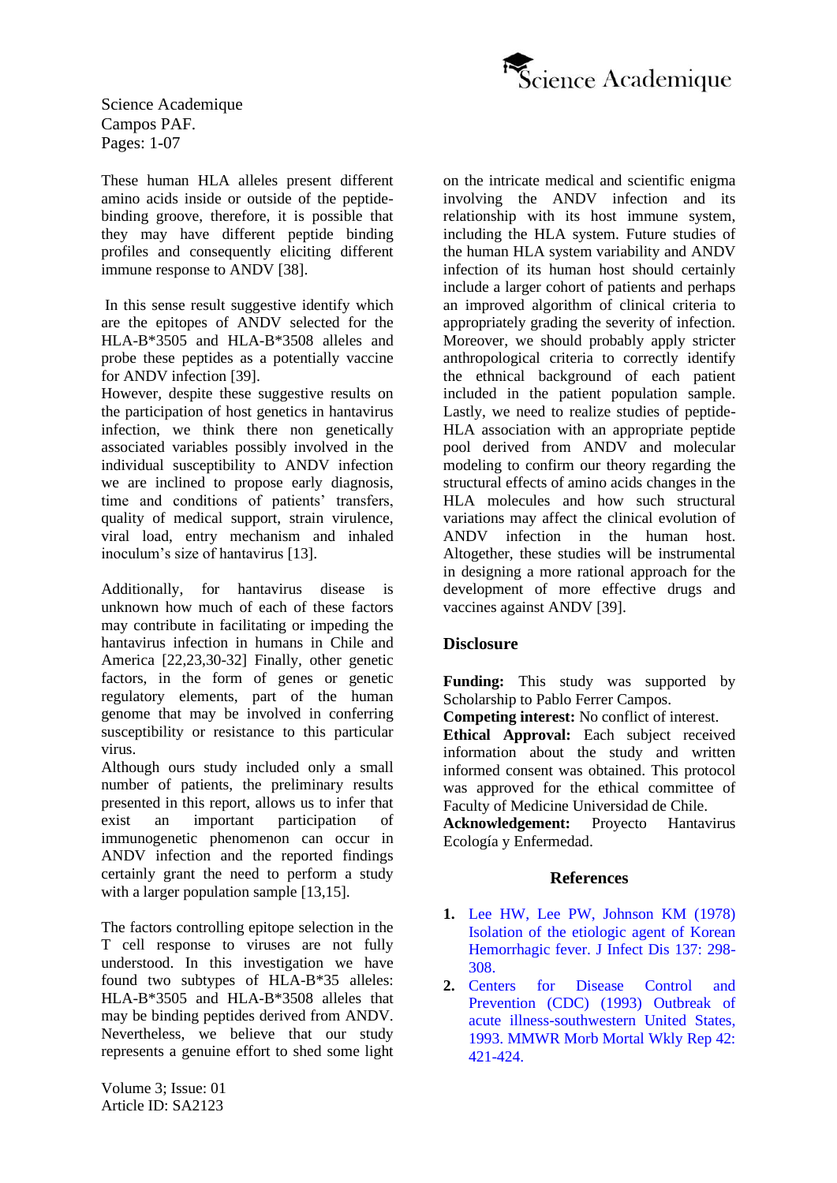These human HLA alleles present different amino acids inside or outside of the peptide-binding groove, therefore, it is possible that they may have different peptide binding profiles and consequently eliciting different immune response to ANDV [38].

In this sense result suggestive identify which are the epitopes of ANDV selected for the HLA-B*3505 and HLA-B*3508 alleles and probe these peptides as a potentially vaccine for ANDV infection [39].

However, despite these suggestive results on the participation of host genetics in hantavirus infection, we think there non genetically associated variables possibly involved in the individual susceptibility to ANDV infection we are inclined to propose early diagnosis, time and conditions of patients' transfers, quality of medical support, strain virulence, viral load, entry mechanism and inhaled inoculum's size of hantavirus [13].

Additionally, for hantavirus disease is unknown how much of each of these factors may contribute in facilitating or impeding the hantavirus infection in humans in Chile and America [22,23,30-32] Finally, other genetic factors, in the form of genes or genetic regulatory elements, part of the human genome that may be involved in conferring susceptibility or resistance to this particular virus.

Although ours study included only a small number of patients, the preliminary results presented in this report, allows us to infer that exist an important participation of immunogenetic phenomenon can occur in ANDV infection and the reported findings certainly grant the need to perform a study with a larger population sample [13,15].

The factors controlling epitope selection in the T cell response to viruses are not fully understood. In this investigation we have found two subtypes of HLA-B*35 alleles: HLA-B*3505 and HLA-B*3508 alleles that may be binding peptides derived from ANDV. Nevertheless, we believe that our study represents a genuine effort to shed some light on the intricate medical and scientific enigma involving the ANDV infection and its relationship with its host immune system, including the HLA system. Future studies of the human HLA system variability and ANDV infection of its human host should certainly include a larger cohort of patients and perhaps an improved algorithm of clinical criteria to appropriately grading the severity of infection. Moreover, we should probably apply stricter anthropological criteria to correctly identify the ethnical background of each patient included in the patient population sample. Lastly, we need to realize studies of peptide-HLA association with an appropriate peptide pool derived from ANDV and molecular modeling to confirm our theory regarding the structural effects of amino acids changes in the HLA molecules and how such structural variations may affect the clinical evolution of ANDV infection in the human host. Altogether, these studies will be instrumental in designing a more rational approach for the development of more effective drugs and vaccines against ANDV [39].

## Disclosure

**Funding:** This study was supported by Scholarship to Pablo Ferrer Campos.

**Competing interest:** No conflict of interest.

**Ethical Approval:** Each subject received information about the study and written informed consent was obtained. This protocol was approved for the ethical committee of Faculty of Medicine Universidad de Chile.

**Acknowledgement:** Proyecto Hantavirus Ecología y Enfermedad.

## References

1. Lee HW, Lee PW, Johnson KM (1978) Isolation of the etiologic agent of Korean Hemorrhagic fever. J Infect Dis 137: 298-308.
2. Centers for Disease Control and Prevention (CDC) (1993) Outbreak of acute illness-southwestern United States, 1993. MMWR Morb Mortal Wkly Rep 42: 421-424.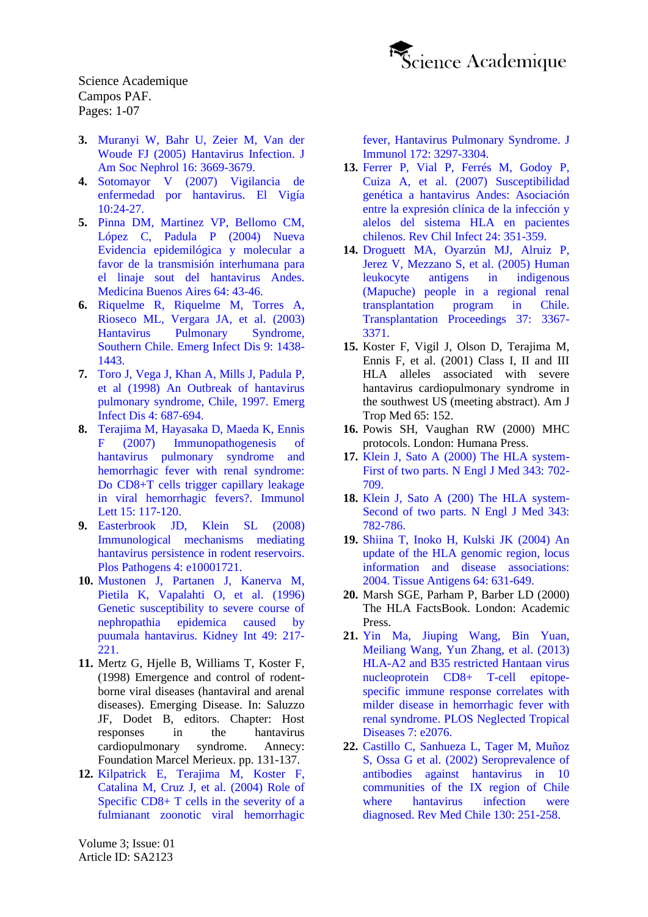3. Muranyi W, Bahr U, Zeier M, Van der Woude FJ (2005) Hantavirus Infection. J Am Soc Nephrol 16: 3669-3679.
4. Sotomayor V (2007) Vigilancia de enfermedad por hantavirus. El Vigía 10:24-27.
5. Pinna DM, Martinez VP, Bellomo CM, López C, Padula P (2004) Nueva Evidencia epidemilógica y molecular a favor de la transmisión interhumana para el linaje sout del hantavirus Andes. Medicina Buenos Aires 64: 43-46.
6. Riquelme R, Riquelme M, Torres A, Rioseco ML, Vergara JA, et al. (2003) Hantavirus Pulmonary Syndrome, Southern Chile. Emerg Infect Dis 9: 1438-1443.
7. Toro J, Vega J, Khan A, Mills J, Padula P, et al (1998) An Outbreak of hantavirus pulmonary syndrome, Chile, 1997. Emerg Infect Dis 4: 687-694.
8. Terajima M, Hayasaka D, Maeda K, Ennis F (2007) Immunopathogenesis of hantavirus pulmonary syndrome and hemorrhagic fever with renal syndrome: Do CD8+T cells trigger capillary leakage in viral hemorrhagic fevers?. Immunol Lett 15: 117-120.
9. Easterbrook JD, Klein SL (2008) Immunological mechanisms mediating hantavirus persistence in rodent reservoirs. Plos Pathogens 4: e10001721.
10. Mustonen J, Partanen J, Kanerva M, Pietila K, Vapalahti O, et al. (1996) Genetic susceptibility to severe course of nephropathia epidemica caused by puumala hantavirus. Kidney Int 49: 217-221.
11. Mertz G, Hjelle B, Williams T, Koster F, (1998) Emergence and control of rodent-borne viral diseases (hantaviral and arenal diseases). Emerging Disease. In: Saluzzo JF, Dodet B, editors. Chapter: Host responses in the hantavirus cardiopulmonary syndrome. Annecy: Foundation Marcel Merieux. pp. 131-137.
12. Kilpatrick E, Terajima M, Koster F, Catalina M, Cruz J, et al. (2004) Role of Specific CD8+ T cells in the severity of a fulmianant zoonotic viral hemorrhagic fever, Hantavirus Pulmonary Syndrome. J Immunol 172: 3297-3304.
13. Ferrer P, Vial P, Ferrés M, Godoy P, Cuiza A, et al. (2007) Susceptibilidad genética a hantavirus Andes: Asociación entre la expresión clínica de la infección y alelos del sistema HLA en pacientes chilenos. Rev Chil Infect 24: 351-359.
14. Droguett MA, Oyarzún MJ, Alruiz P, Jerez V, Mezzano S, et al. (2005) Human leukocyte antigens in indigenous (Mapuche) people in a regional renal transplantation program in Chile. Transplantation Proceedings 37: 3367-3371.
15. Koster F, Vigil J, Olson D, Terajima M, Ennis F, et al. (2001) Class I, II and III HLA alleles associated with severe hantavirus cardiopulmonary syndrome in the southwest US (meeting abstract). Am J Trop Med 65: 152.
16. Powis SH, Vaughan RW (2000) MHC protocols. London: Humana Press.
17. Klein J, Sato A (2000) The HLA system-First of two parts. N Engl J Med 343: 702-709.
18. Klein J, Sato A (200) The HLA system-Second of two parts. N Engl J Med 343: 782-786.
19. Shiina T, Inoko H, Kulski JK (2004) An update of the HLA genomic region, locus information and disease associations: 2004. Tissue Antigens 64: 631-649.
20. Marsh SGE, Parham P, Barber LD (2000) The HLA FactsBook. London: Academic Press.
21. Yin Ma, Jiuping Wang, Bin Yuan, Meiliang Wang, Yun Zhang, et al. (2013) HLA-A2 and B35 restricted Hantaan virus nucleoprotein CD8+ T-cell epitope-specific immune response correlates with milder disease in hemorrhagic fever with renal syndrome. PLOS Neglected Tropical Diseases 7: e2076.
22. Castillo C, Sanhueza L, Tager M, Muñoz S, Ossa G et al. (2002) Seroprevalence of antibodies against hantavirus in 10 communities of the IX region of Chile where hantavirus infection were diagnosed. Rev Med Chile 130: 251-258.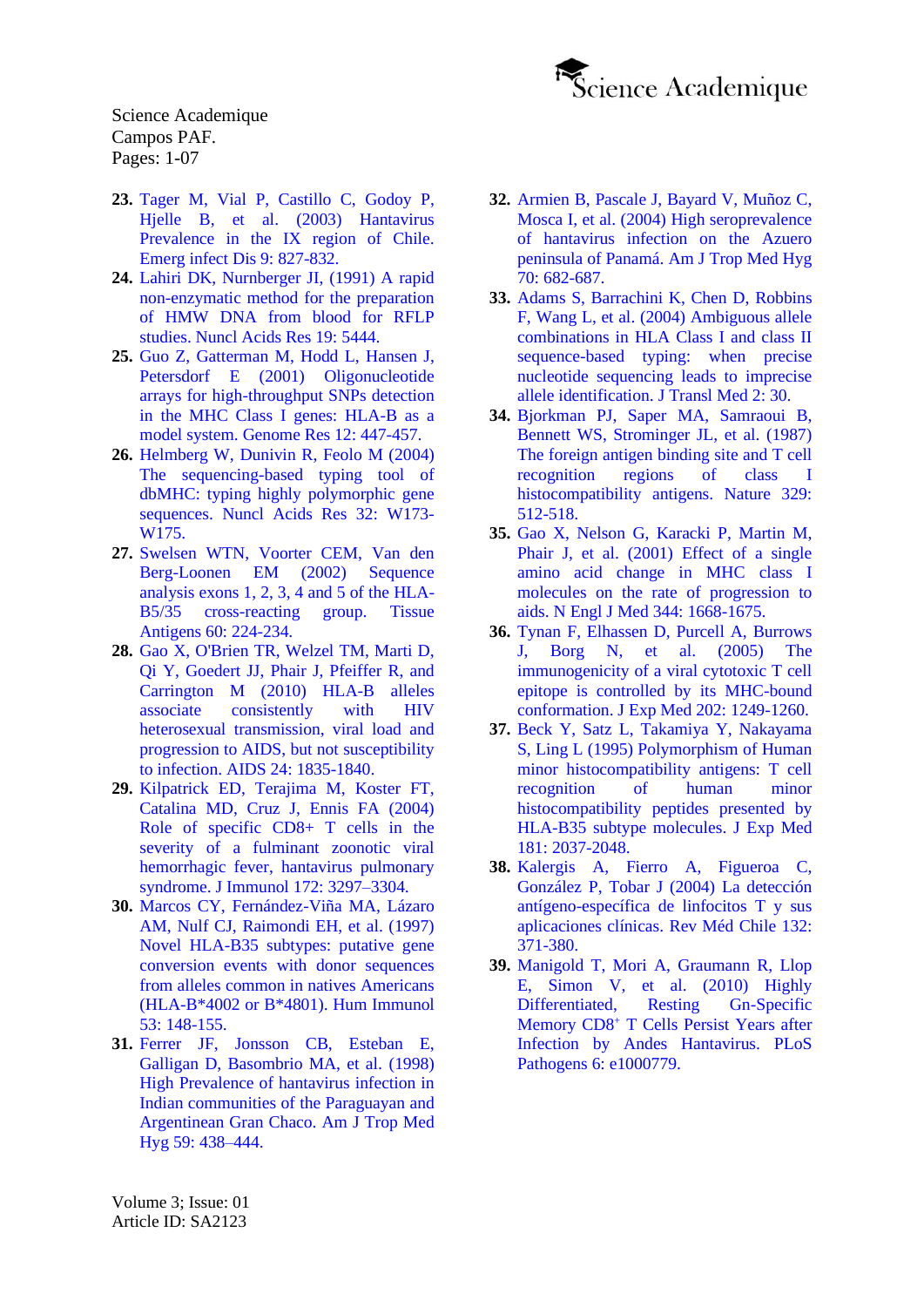23. Tager M, Vial P, Castillo C, Godoy P, Hjelle B, et al. (2003) Hantavirus Prevalence in the IX region of Chile. Emerg infect Dis 9: 827-832.
24. Lahiri DK, Nurnberger JI, (1991) A rapid non-enzymatic method for the preparation of HMW DNA from blood for RFLP studies. Nuncl Acids Res 19: 5444.
25. Guo Z, Gatterman M, Hodd L, Hansen J, Petersdorf E (2001) Oligonucleotide arrays for high-throughput SNPs detection in the MHC Class I genes: HLA-B as a model system. Genome Res 12: 447-457.
26. Helmberg W, Dunivin R, Feolo M (2004) The sequencing-based typing tool of dbMHC: typing highly polymorphic gene sequences. Nuncl Acids Res 32: W173-W175.
27. Swelsen WTN, Voorter CEM, Van den Berg-Loonen EM (2002) Sequence analysis exons 1, 2, 3, 4 and 5 of the HLA-B5/35 cross-reacting group. Tissue Antigens 60: 224-234.
28. Gao X, O'Brien TR, Welzel TM, Marti D, Qi Y, Goedert JJ, Phair J, Pfeiffer R, and Carrington M (2010) HLA-B alleles associate consistently with HIV heterosexual transmission, viral load and progression to AIDS, but not susceptibility to infection. AIDS 24: 1835-1840.
29. Kilpatrick ED, Terajima M, Koster FT, Catalina MD, Cruz J, Ennis FA (2004) Role of specific CD8+ T cells in the severity of a fulminant zoonotic viral hemorrhagic fever, hantavirus pulmonary syndrome. J Immunol 172: 3297–3304.
30. Marcos CY, Fernández-Viña MA, Lázaro AM, Nulf CJ, Raimondi EH, et al. (1997) Novel HLA-B35 subtypes: putative gene conversion events with donor sequences from alleles common in natives Americans (HLA-B*4002 or B*4801). Hum Immunol 53: 148-155.
31. Ferrer JF, Jonsson CB, Esteban E, Galligan D, Basombrio MA, et al. (1998) High Prevalence of hantavirus infection in Indian communities of the Paraguayan and Argentinean Gran Chaco. Am J Trop Med Hyg 59: 438–444.
32. Armien B, Pascale J, Bayard V, Muñoz C, Mosca I, et al. (2004) High seroprevalence of hantavirus infection on the Azuero peninsula of Panamá. Am J Trop Med Hyg 70: 682-687.
33. Adams S, Barrachini K, Chen D, Robbins F, Wang L, et al. (2004) Ambiguous allele combinations in HLA Class I and class II sequence-based typing: when precise nucleotide sequencing leads to imprecise allele identification. J Transl Med 2: 30.
34. Bjorkman PJ, Saper MA, Samraoui B, Bennett WS, Strominger JL, et al. (1987) The foreign antigen binding site and T cell recognition regions of class I histocompatibility antigens. Nature 329: 512-518.
35. Gao X, Nelson G, Karacki P, Martin M, Phair J, et al. (2001) Effect of a single amino acid change in MHC class I molecules on the rate of progression to aids. N Engl J Med 344: 1668-1675.
36. Tynan F, Elhassen D, Purcell A, Burrows J, Borg N, et al. (2005) The immunogenicity of a viral cytotoxic T cell epitope is controlled by its MHC-bound conformation. J Exp Med 202: 1249-1260.
37. Beck Y, Satz L, Takamiya Y, Nakayama S, Ling L (1995) Polymorphism of Human minor histocompatibility antigens: T cell recognition of human minor histocompatibility peptides presented by HLA-B35 subtype molecules. J Exp Med 181: 2037-2048.
38. Kalergis A, Fierro A, Figueroa C, González P, Tobar J (2004) La detección antígeno-específica de linfocitos T y sus aplicaciones clínicas. Rev Méd Chile 132: 371-380.
39. Manigold T, Mori A, Graumann R, Llop E, Simon V, et al. (2010) Highly Differentiated, Resting Gn-Specific Memory CD8[+] T Cells Persist Years after Infection by Andes Hantavirus. PLoS Pathogens 6: e1000779.